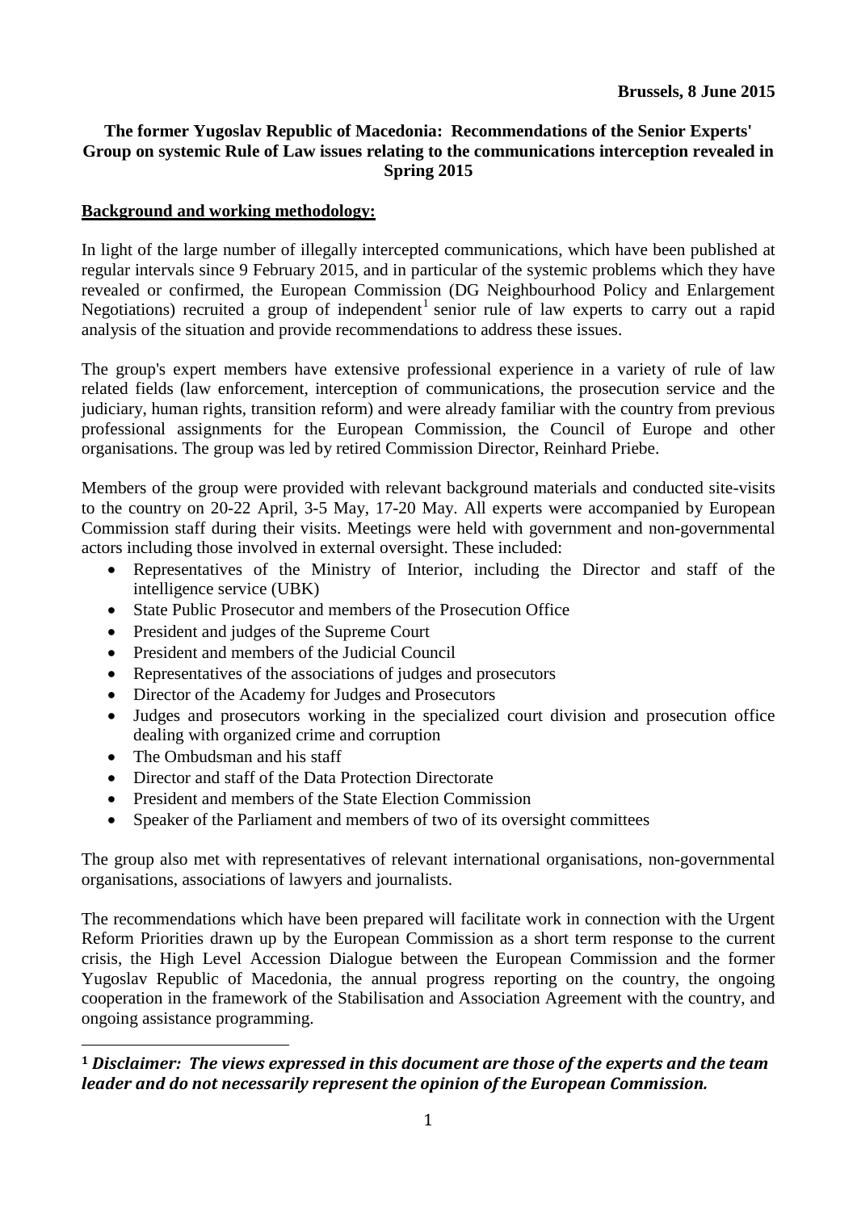**Brussels, 8 June 2015**

**The former Yugoslav Republic of Macedonia: Recommendations of the Senior Experts' Group on systemic Rule of Law issues relating to the communications interception revealed in Spring 2015**

**Background and working methodology:**

In light of the large number of illegally intercepted communications, which have been published at regular intervals since 9 February 2015, and in particular of the systemic problems which they have revealed or confirmed, the European Commission (DG Neighbourhood Policy and Enlargement Negotiations) recruited a group of independent[1] senior rule of law experts to carry out a rapid analysis of the situation and provide recommendations to address these issues.

The group's expert members have extensive professional experience in a variety of rule of law related fields (law enforcement, interception of communications, the prosecution service and the judiciary, human rights, transition reform) and were already familiar with the country from previous professional assignments for the European Commission, the Council of Europe and other organisations. The group was led by retired Commission Director, Reinhard Priebe.

Members of the group were provided with relevant background materials and conducted site-visits to the country on 20-22 April, 3-5 May, 17-20 May. All experts were accompanied by European Commission staff during their visits. Meetings were held with government and non-governmental actors including those involved in external oversight. These included:

- Representatives of the Ministry of Interior, including the Director and staff of the intelligence service (UBK)
- State Public Prosecutor and members of the Prosecution Office
- President and judges of the Supreme Court
- President and members of the Judicial Council
- Representatives of the associations of judges and prosecutors
- Director of the Academy for Judges and Prosecutors
- Judges and prosecutors working in the specialized court division and prosecution office dealing with organized crime and corruption
- The Ombudsman and his staff
- Director and staff of the Data Protection Directorate
- President and members of the State Election Commission
- Speaker of the Parliament and members of two of its oversight committees

The group also met with representatives of relevant international organisations, non-governmental organisations, associations of lawyers and journalists.

The recommendations which have been prepared will facilitate work in connection with the Urgent Reform Priorities drawn up by the European Commission as a short term response to the current crisis, the High Level Accession Dialogue between the European Commission and the former Yugoslav Republic of Macedonia, the annual progress reporting on the country, the ongoing cooperation in the framework of the Stabilisation and Association Agreement with the country, and ongoing assistance programming.

---

[1] ***Disclaimer: The views expressed in this document are those of the experts and the team leader and do not necessarily represent the opinion of the European Commission.***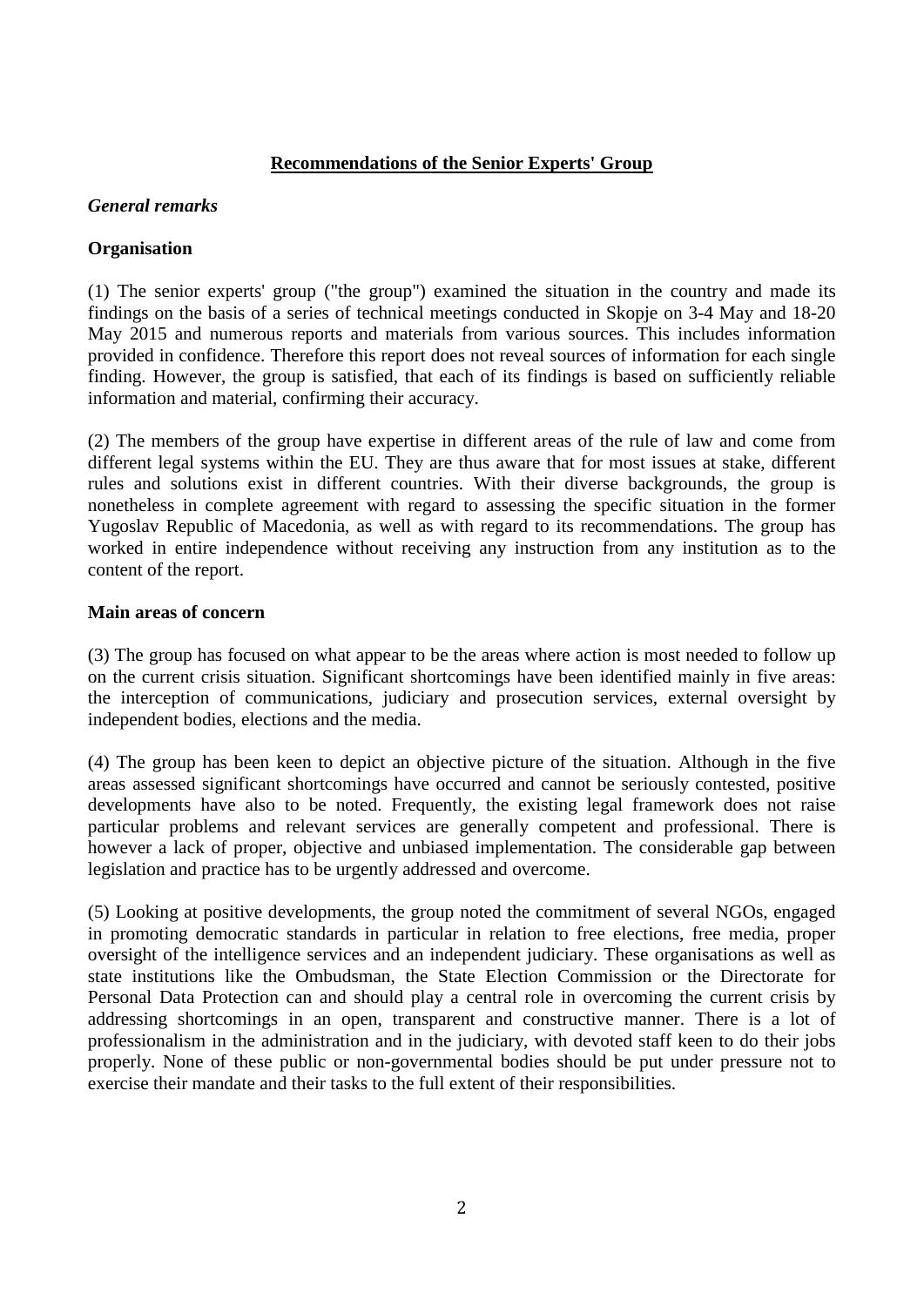# Recommendations of the Senior Experts' Group

## *General remarks*

### Organisation

(1) The senior experts' group ("the group") examined the situation in the country and made its findings on the basis of a series of technical meetings conducted in Skopje on 3-4 May and 18-20 May 2015 and numerous reports and materials from various sources. This includes information provided in confidence. Therefore this report does not reveal sources of information for each single finding. However, the group is satisfied, that each of its findings is based on sufficiently reliable information and material, confirming their accuracy.

(2) The members of the group have expertise in different areas of the rule of law and come from different legal systems within the EU. They are thus aware that for most issues at stake, different rules and solutions exist in different countries. With their diverse backgrounds, the group is nonetheless in complete agreement with regard to assessing the specific situation in the former Yugoslav Republic of Macedonia, as well as with regard to its recommendations. The group has worked in entire independence without receiving any instruction from any institution as to the content of the report.

### Main areas of concern

(3) The group has focused on what appear to be the areas where action is most needed to follow up on the current crisis situation. Significant shortcomings have been identified mainly in five areas: the interception of communications, judiciary and prosecution services, external oversight by independent bodies, elections and the media.

(4) The group has been keen to depict an objective picture of the situation. Although in the five areas assessed significant shortcomings have occurred and cannot be seriously contested, positive developments have also to be noted. Frequently, the existing legal framework does not raise particular problems and relevant services are generally competent and professional. There is however a lack of proper, objective and unbiased implementation. The considerable gap between legislation and practice has to be urgently addressed and overcome.

(5) Looking at positive developments, the group noted the commitment of several NGOs, engaged in promoting democratic standards in particular in relation to free elections, free media, proper oversight of the intelligence services and an independent judiciary. These organisations as well as state institutions like the Ombudsman, the State Election Commission or the Directorate for Personal Data Protection can and should play a central role in overcoming the current crisis by addressing shortcomings in an open, transparent and constructive manner. There is a lot of professionalism in the administration and in the judiciary, with devoted staff keen to do their jobs properly. None of these public or non-governmental bodies should be put under pressure not to exercise their mandate and their tasks to the full extent of their responsibilities.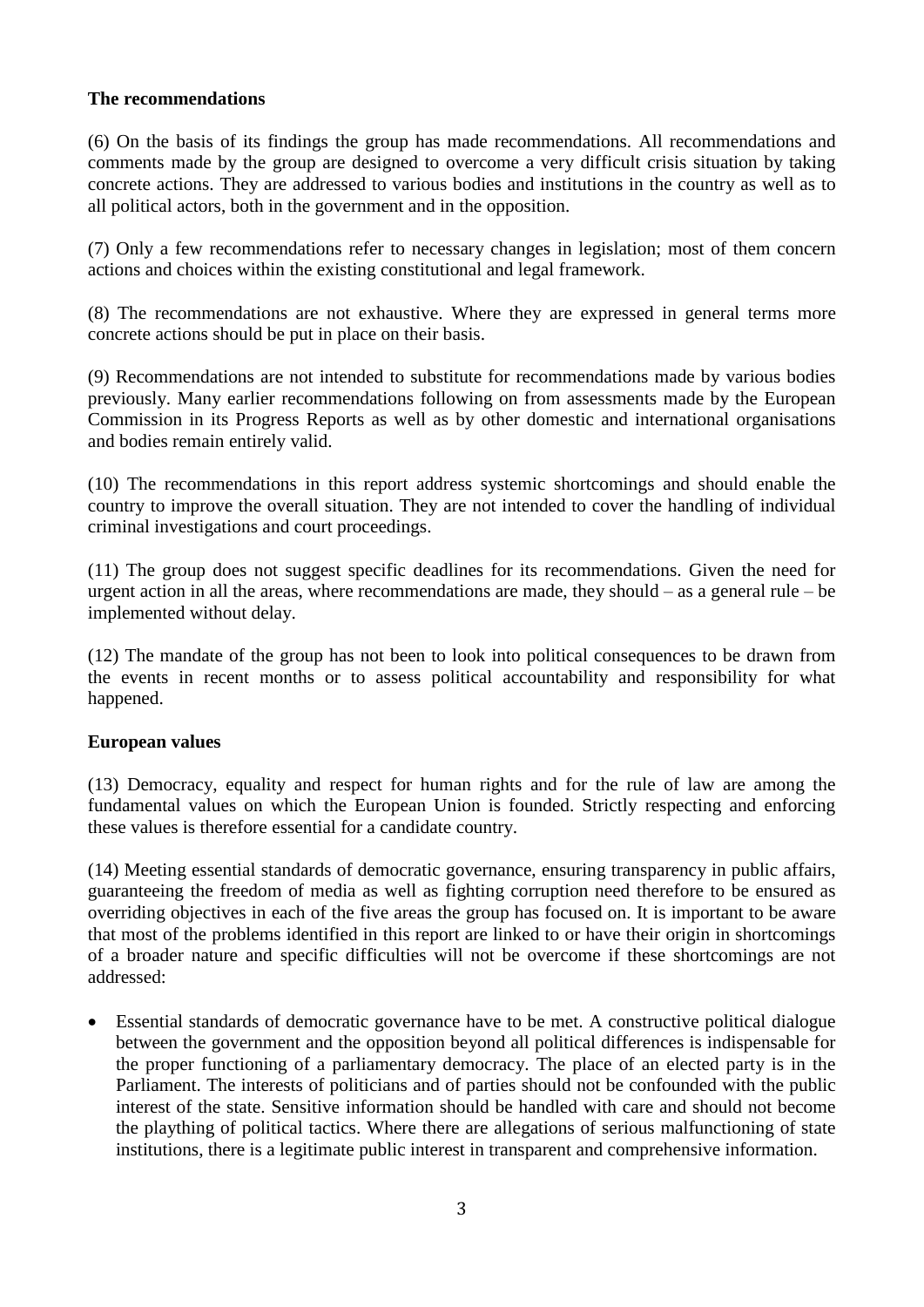**The recommendations**

(6) On the basis of its findings the group has made recommendations. All recommendations and comments made by the group are designed to overcome a very difficult crisis situation by taking concrete actions. They are addressed to various bodies and institutions in the country as well as to all political actors, both in the government and in the opposition.

(7) Only a few recommendations refer to necessary changes in legislation; most of them concern actions and choices within the existing constitutional and legal framework.

(8) The recommendations are not exhaustive. Where they are expressed in general terms more concrete actions should be put in place on their basis.

(9) Recommendations are not intended to substitute for recommendations made by various bodies previously. Many earlier recommendations following on from assessments made by the European Commission in its Progress Reports as well as by other domestic and international organisations and bodies remain entirely valid.

(10) The recommendations in this report address systemic shortcomings and should enable the country to improve the overall situation. They are not intended to cover the handling of individual criminal investigations and court proceedings.

(11) The group does not suggest specific deadlines for its recommendations. Given the need for urgent action in all the areas, where recommendations are made, they should – as a general rule – be implemented without delay.

(12) The mandate of the group has not been to look into political consequences to be drawn from the events in recent months or to assess political accountability and responsibility for what happened.

**European values**

(13) Democracy, equality and respect for human rights and for the rule of law are among the fundamental values on which the European Union is founded. Strictly respecting and enforcing these values is therefore essential for a candidate country.

(14) Meeting essential standards of democratic governance, ensuring transparency in public affairs, guaranteeing the freedom of media as well as fighting corruption need therefore to be ensured as overriding objectives in each of the five areas the group has focused on. It is important to be aware that most of the problems identified in this report are linked to or have their origin in shortcomings of a broader nature and specific difficulties will not be overcome if these shortcomings are not addressed:

- Essential standards of democratic governance have to be met. A constructive political dialogue between the government and the opposition beyond all political differences is indispensable for the proper functioning of a parliamentary democracy. The place of an elected party is in the Parliament. The interests of politicians and of parties should not be confounded with the public interest of the state. Sensitive information should be handled with care and should not become the plaything of political tactics. Where there are allegations of serious malfunctioning of state institutions, there is a legitimate public interest in transparent and comprehensive information.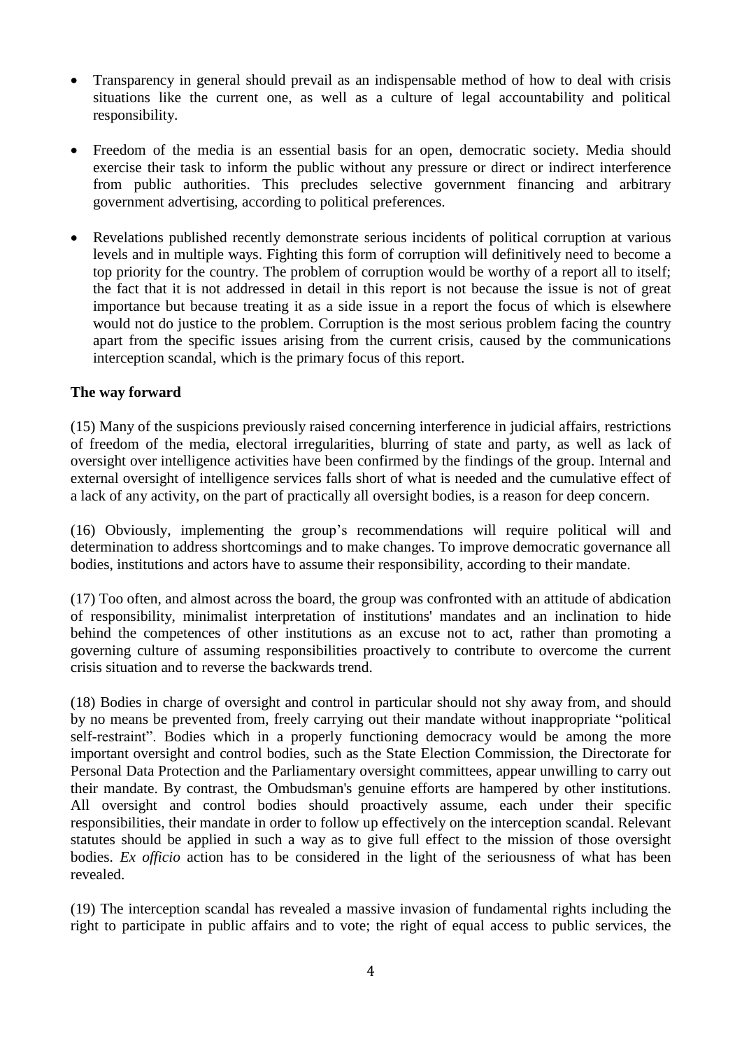- Transparency in general should prevail as an indispensable method of how to deal with crisis situations like the current one, as well as a culture of legal accountability and political responsibility.

- Freedom of the media is an essential basis for an open, democratic society. Media should exercise their task to inform the public without any pressure or direct or indirect interference from public authorities. This precludes selective government financing and arbitrary government advertising, according to political preferences.

- Revelations published recently demonstrate serious incidents of political corruption at various levels and in multiple ways. Fighting this form of corruption will definitively need to become a top priority for the country. The problem of corruption would be worthy of a report all to itself; the fact that it is not addressed in detail in this report is not because the issue is not of great importance but because treating it as a side issue in a report the focus of which is elsewhere would not do justice to the problem. Corruption is the most serious problem facing the country apart from the specific issues arising from the current crisis, caused by the communications interception scandal, which is the primary focus of this report.

**The way forward**

(15) Many of the suspicions previously raised concerning interference in judicial affairs, restrictions of freedom of the media, electoral irregularities, blurring of state and party, as well as lack of oversight over intelligence activities have been confirmed by the findings of the group. Internal and external oversight of intelligence services falls short of what is needed and the cumulative effect of a lack of any activity, on the part of practically all oversight bodies, is a reason for deep concern.

(16) Obviously, implementing the group's recommendations will require political will and determination to address shortcomings and to make changes. To improve democratic governance all bodies, institutions and actors have to assume their responsibility, according to their mandate.

(17) Too often, and almost across the board, the group was confronted with an attitude of abdication of responsibility, minimalist interpretation of institutions' mandates and an inclination to hide behind the competences of other institutions as an excuse not to act, rather than promoting a governing culture of assuming responsibilities proactively to contribute to overcome the current crisis situation and to reverse the backwards trend.

(18) Bodies in charge of oversight and control in particular should not shy away from, and should by no means be prevented from, freely carrying out their mandate without inappropriate "political self-restraint". Bodies which in a properly functioning democracy would be among the more important oversight and control bodies, such as the State Election Commission, the Directorate for Personal Data Protection and the Parliamentary oversight committees, appear unwilling to carry out their mandate. By contrast, the Ombudsman's genuine efforts are hampered by other institutions. All oversight and control bodies should proactively assume, each under their specific responsibilities, their mandate in order to follow up effectively on the interception scandal. Relevant statutes should be applied in such a way as to give full effect to the mission of those oversight bodies. *Ex officio* action has to be considered in the light of the seriousness of what has been revealed.

(19) The interception scandal has revealed a massive invasion of fundamental rights including the right to participate in public affairs and to vote; the right of equal access to public services, the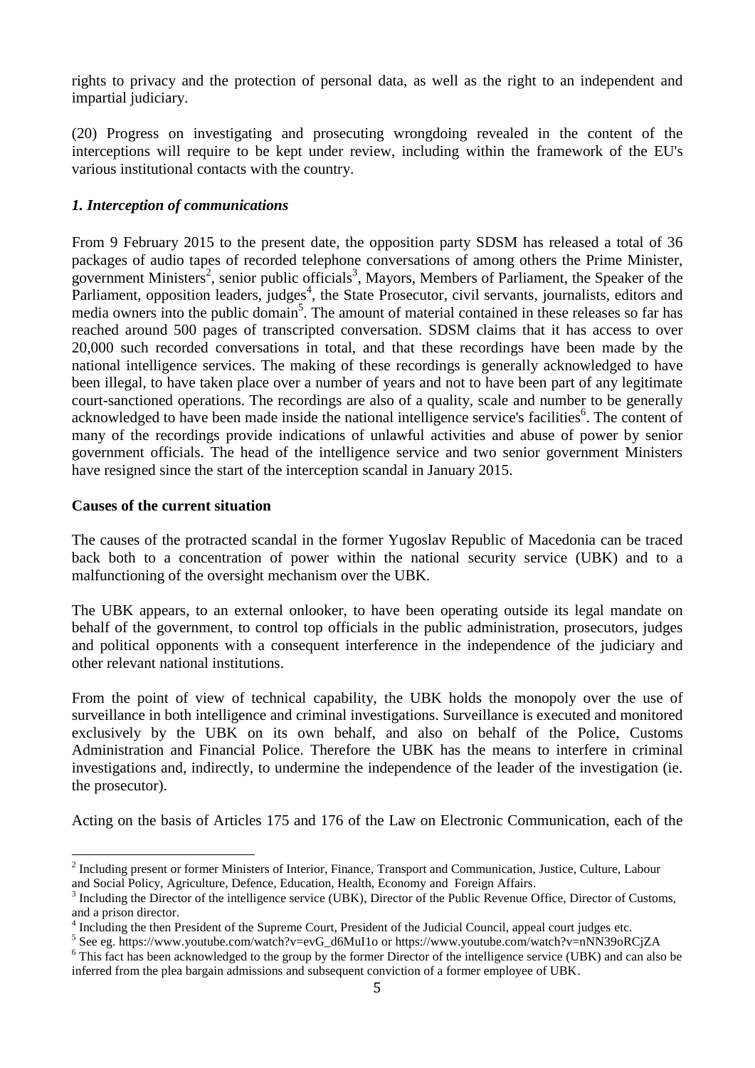rights to privacy and the protection of personal data, as well as the right to an independent and impartial judiciary.

(20) Progress on investigating and prosecuting wrongdoing revealed in the content of the interceptions will require to be kept under review, including within the framework of the EU's various institutional contacts with the country.

### *1. Interception of communications*

From 9 February 2015 to the present date, the opposition party SDSM has released a total of 36 packages of audio tapes of recorded telephone conversations of among others the Prime Minister, government Ministers[2], senior public officials[3], Mayors, Members of Parliament, the Speaker of the Parliament, opposition leaders, judges[4], the State Prosecutor, civil servants, journalists, editors and media owners into the public domain[5]. The amount of material contained in these releases so far has reached around 500 pages of transcripted conversation. SDSM claims that it has access to over 20,000 such recorded conversations in total, and that these recordings have been made by the national intelligence services. The making of these recordings is generally acknowledged to have been illegal, to have taken place over a number of years and not to have been part of any legitimate court-sanctioned operations. The recordings are also of a quality, scale and number to be generally acknowledged to have been made inside the national intelligence service's facilities[6]. The content of many of the recordings provide indications of unlawful activities and abuse of power by senior government officials. The head of the intelligence service and two senior government Ministers have resigned since the start of the interception scandal in January 2015.

**Causes of the current situation**

The causes of the protracted scandal in the former Yugoslav Republic of Macedonia can be traced back both to a concentration of power within the national security service (UBK) and to a malfunctioning of the oversight mechanism over the UBK.

The UBK appears, to an external onlooker, to have been operating outside its legal mandate on behalf of the government, to control top officials in the public administration, prosecutors, judges and political opponents with a consequent interference in the independence of the judiciary and other relevant national institutions.

From the point of view of technical capability, the UBK holds the monopoly over the use of surveillance in both intelligence and criminal investigations. Surveillance is executed and monitored exclusively by the UBK on its own behalf, and also on behalf of the Police, Customs Administration and Financial Police. Therefore the UBK has the means to interfere in criminal investigations and, indirectly, to undermine the independence of the leader of the investigation (ie. the prosecutor).

Acting on the basis of Articles 175 and 176 of the Law on Electronic Communication, each of the

---

[2] Including present or former Ministers of Interior, Finance, Transport and Communication, Justice, Culture, Labour and Social Policy, Agriculture, Defence, Education, Health, Economy and Foreign Affairs.

[3] Including the Director of the intelligence service (UBK), Director of the Public Revenue Office, Director of Customs, and a prison director.

[4] Including the then President of the Supreme Court, President of the Judicial Council, appeal court judges etc.

[5] See eg. https://www.youtube.com/watch?v=evG_d6MuI1o or https://www.youtube.com/watch?v=nNN39oRCjZA

[6] This fact has been acknowledged to the group by the former Director of the intelligence service (UBK) and can also be inferred from the plea bargain admissions and subsequent conviction of a former employee of UBK.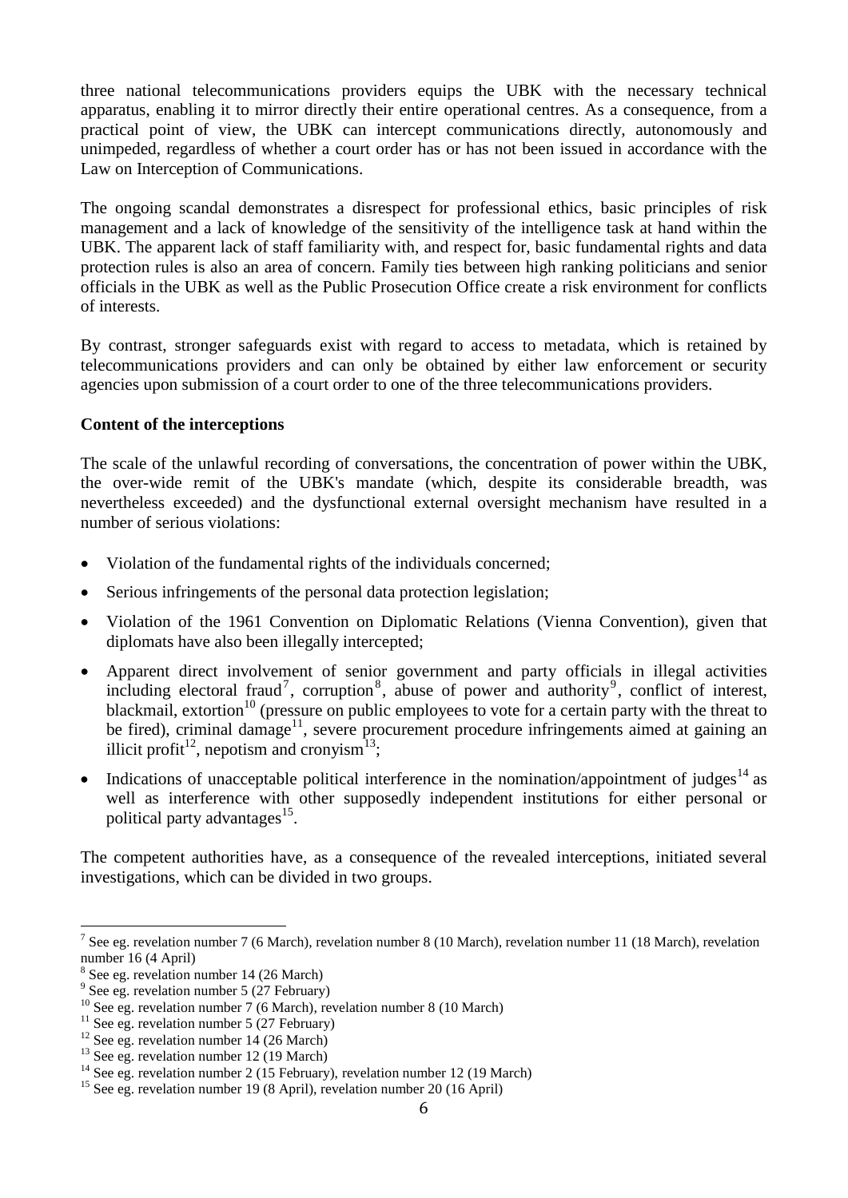three national telecommunications providers equips the UBK with the necessary technical apparatus, enabling it to mirror directly their entire operational centres. As a consequence, from a practical point of view, the UBK can intercept communications directly, autonomously and unimpeded, regardless of whether a court order has or has not been issued in accordance with the Law on Interception of Communications.

The ongoing scandal demonstrates a disrespect for professional ethics, basic principles of risk management and a lack of knowledge of the sensitivity of the intelligence task at hand within the UBK. The apparent lack of staff familiarity with, and respect for, basic fundamental rights and data protection rules is also an area of concern. Family ties between high ranking politicians and senior officials in the UBK as well as the Public Prosecution Office create a risk environment for conflicts of interests.

By contrast, stronger safeguards exist with regard to access to metadata, which is retained by telecommunications providers and can only be obtained by either law enforcement or security agencies upon submission of a court order to one of the three telecommunications providers.

**Content of the interceptions**

The scale of the unlawful recording of conversations, the concentration of power within the UBK, the over-wide remit of the UBK's mandate (which, despite its considerable breadth, was nevertheless exceeded) and the dysfunctional external oversight mechanism have resulted in a number of serious violations:

- Violation of the fundamental rights of the individuals concerned;
- Serious infringements of the personal data protection legislation;
- Violation of the 1961 Convention on Diplomatic Relations (Vienna Convention), given that diplomats have also been illegally intercepted;
- Apparent direct involvement of senior government and party officials in illegal activities including electoral fraud[7], corruption[8], abuse of power and authority[9], conflict of interest, blackmail, extortion[10] (pressure on public employees to vote for a certain party with the threat to be fired), criminal damage[11], severe procurement procedure infringements aimed at gaining an illicit profit[12], nepotism and cronyism[13];
- Indications of unacceptable political interference in the nomination/appointment of judges[14] as well as interference with other supposedly independent institutions for either personal or political party advantages[15].

The competent authorities have, as a consequence of the revealed interceptions, initiated several investigations, which can be divided in two groups.

[7] See eg. revelation number 7 (6 March), revelation number 8 (10 March), revelation number 11 (18 March), revelation number 16 (4 April)

[8] See eg. revelation number 14 (26 March)

[9] See eg. revelation number 5 (27 February)

[10] See eg. revelation number 7 (6 March), revelation number 8 (10 March)

[11] See eg. revelation number 5 (27 February)

[12] See eg. revelation number 14 (26 March)

[13] See eg. revelation number 12 (19 March)

[14] See eg. revelation number 2 (15 February), revelation number 12 (19 March)

[15] See eg. revelation number 19 (8 April), revelation number 20 (16 April)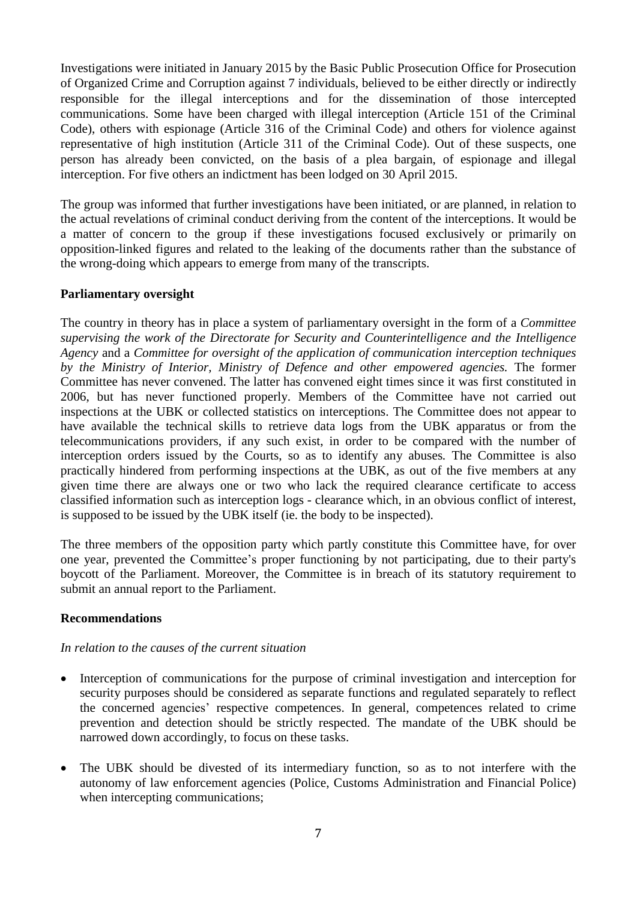Investigations were initiated in January 2015 by the Basic Public Prosecution Office for Prosecution of Organized Crime and Corruption against 7 individuals, believed to be either directly or indirectly responsible for the illegal interceptions and for the dissemination of those intercepted communications. Some have been charged with illegal interception (Article 151 of the Criminal Code), others with espionage (Article 316 of the Criminal Code) and others for violence against representative of high institution (Article 311 of the Criminal Code). Out of these suspects, one person has already been convicted, on the basis of a plea bargain, of espionage and illegal interception. For five others an indictment has been lodged on 30 April 2015.

The group was informed that further investigations have been initiated, or are planned, in relation to the actual revelations of criminal conduct deriving from the content of the interceptions. It would be a matter of concern to the group if these investigations focused exclusively or primarily on opposition-linked figures and related to the leaking of the documents rather than the substance of the wrong-doing which appears to emerge from many of the transcripts.

**Parliamentary oversight**

The country in theory has in place a system of parliamentary oversight in the form of a *Committee supervising the work of the Directorate for Security and Counterintelligence and the Intelligence Agency* and a *Committee for oversight of the application of communication interception techniques by the Ministry of Interior, Ministry of Defence and other empowered agencies.* The former Committee has never convened. The latter has convened eight times since it was first constituted in 2006, but has never functioned properly. Members of the Committee have not carried out inspections at the UBK or collected statistics on interceptions. The Committee does not appear to have available the technical skills to retrieve data logs from the UBK apparatus or from the telecommunications providers, if any such exist, in order to be compared with the number of interception orders issued by the Courts, so as to identify any abuses. The Committee is also practically hindered from performing inspections at the UBK, as out of the five members at any given time there are always one or two who lack the required clearance certificate to access classified information such as interception logs - clearance which, in an obvious conflict of interest, is supposed to be issued by the UBK itself (ie. the body to be inspected).

The three members of the opposition party which partly constitute this Committee have, for over one year, prevented the Committee's proper functioning by not participating, due to their party's boycott of the Parliament. Moreover, the Committee is in breach of its statutory requirement to submit an annual report to the Parliament.

**Recommendations**

*In relation to the causes of the current situation*

- Interception of communications for the purpose of criminal investigation and interception for security purposes should be considered as separate functions and regulated separately to reflect the concerned agencies' respective competences. In general, competences related to crime prevention and detection should be strictly respected. The mandate of the UBK should be narrowed down accordingly, to focus on these tasks.

- The UBK should be divested of its intermediary function, so as to not interfere with the autonomy of law enforcement agencies (Police, Customs Administration and Financial Police) when intercepting communications;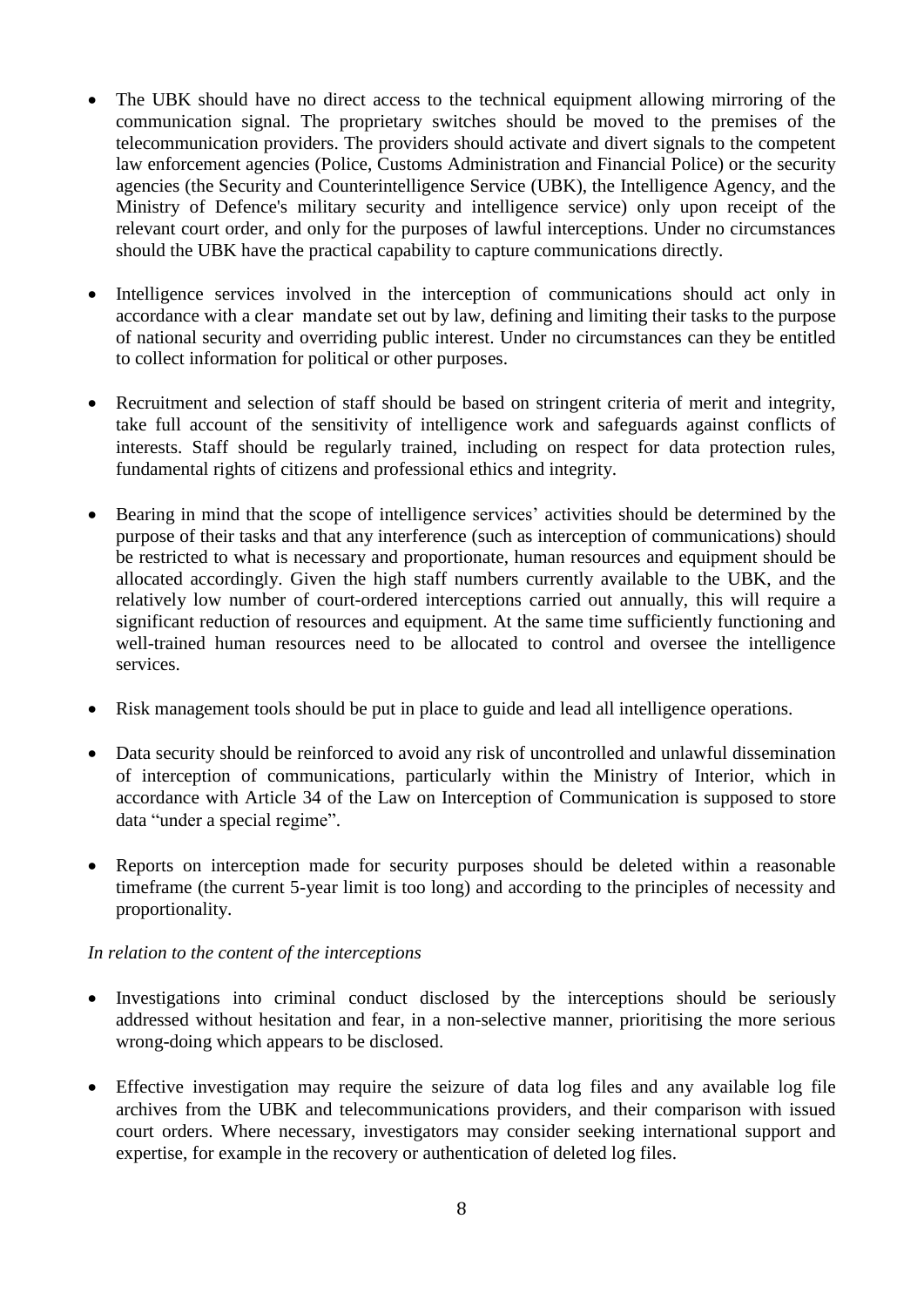- The UBK should have no direct access to the technical equipment allowing mirroring of the communication signal. The proprietary switches should be moved to the premises of the telecommunication providers. The providers should activate and divert signals to the competent law enforcement agencies (Police, Customs Administration and Financial Police) or the security agencies (the Security and Counterintelligence Service (UBK), the Intelligence Agency, and the Ministry of Defence's military security and intelligence service) only upon receipt of the relevant court order, and only for the purposes of lawful interceptions. Under no circumstances should the UBK have the practical capability to capture communications directly.

- Intelligence services involved in the interception of communications should act only in accordance with a clear mandate set out by law, defining and limiting their tasks to the purpose of national security and overriding public interest. Under no circumstances can they be entitled to collect information for political or other purposes.

- Recruitment and selection of staff should be based on stringent criteria of merit and integrity, take full account of the sensitivity of intelligence work and safeguards against conflicts of interests. Staff should be regularly trained, including on respect for data protection rules, fundamental rights of citizens and professional ethics and integrity.

- Bearing in mind that the scope of intelligence services' activities should be determined by the purpose of their tasks and that any interference (such as interception of communications) should be restricted to what is necessary and proportionate, human resources and equipment should be allocated accordingly. Given the high staff numbers currently available to the UBK, and the relatively low number of court-ordered interceptions carried out annually, this will require a significant reduction of resources and equipment. At the same time sufficiently functioning and well-trained human resources need to be allocated to control and oversee the intelligence services.

- Risk management tools should be put in place to guide and lead all intelligence operations.

- Data security should be reinforced to avoid any risk of uncontrolled and unlawful dissemination of interception of communications, particularly within the Ministry of Interior, which in accordance with Article 34 of the Law on Interception of Communication is supposed to store data "under a special regime".

- Reports on interception made for security purposes should be deleted within a reasonable timeframe (the current 5-year limit is too long) and according to the principles of necessity and proportionality.

*In relation to the content of the interceptions*

- Investigations into criminal conduct disclosed by the interceptions should be seriously addressed without hesitation and fear, in a non-selective manner, prioritising the more serious wrong-doing which appears to be disclosed.

- Effective investigation may require the seizure of data log files and any available log file archives from the UBK and telecommunications providers, and their comparison with issued court orders. Where necessary, investigators may consider seeking international support and expertise, for example in the recovery or authentication of deleted log files.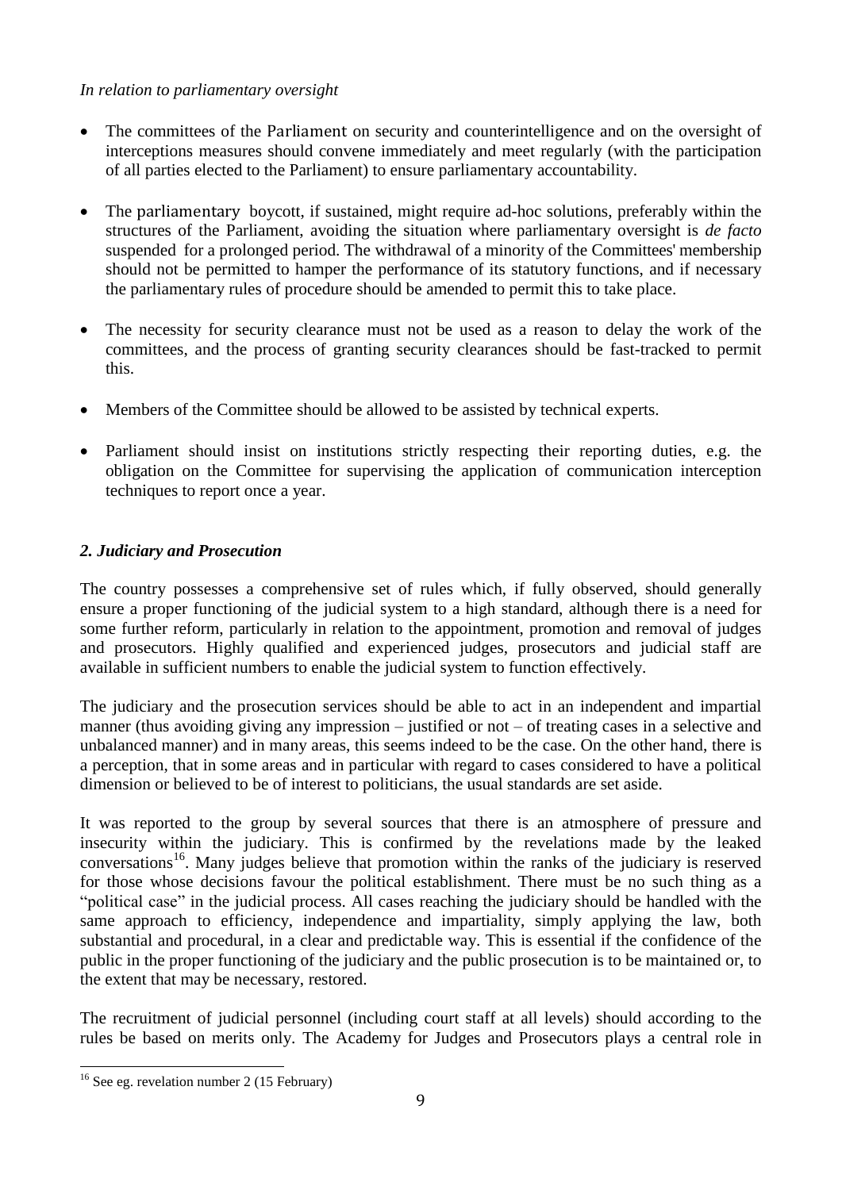*In relation to parliamentary oversight*

- The committees of the Parliament on security and counterintelligence and on the oversight of interceptions measures should convene immediately and meet regularly (with the participation of all parties elected to the Parliament) to ensure parliamentary accountability.

- The parliamentary boycott, if sustained, might require ad-hoc solutions, preferably within the structures of the Parliament, avoiding the situation where parliamentary oversight is *de facto* suspended for a prolonged period. The withdrawal of a minority of the Committees' membership should not be permitted to hamper the performance of its statutory functions, and if necessary the parliamentary rules of procedure should be amended to permit this to take place.

- The necessity for security clearance must not be used as a reason to delay the work of the committees, and the process of granting security clearances should be fast-tracked to permit this.

- Members of the Committee should be allowed to be assisted by technical experts.

- Parliament should insist on institutions strictly respecting their reporting duties, e.g. the obligation on the Committee for supervising the application of communication interception techniques to report once a year.

### *2. Judiciary and Prosecution*

The country possesses a comprehensive set of rules which, if fully observed, should generally ensure a proper functioning of the judicial system to a high standard, although there is a need for some further reform, particularly in relation to the appointment, promotion and removal of judges and prosecutors. Highly qualified and experienced judges, prosecutors and judicial staff are available in sufficient numbers to enable the judicial system to function effectively.

The judiciary and the prosecution services should be able to act in an independent and impartial manner (thus avoiding giving any impression – justified or not – of treating cases in a selective and unbalanced manner) and in many areas, this seems indeed to be the case. On the other hand, there is a perception, that in some areas and in particular with regard to cases considered to have a political dimension or believed to be of interest to politicians, the usual standards are set aside.

It was reported to the group by several sources that there is an atmosphere of pressure and insecurity within the judiciary. This is confirmed by the revelations made by the leaked conversations[16]. Many judges believe that promotion within the ranks of the judiciary is reserved for those whose decisions favour the political establishment. There must be no such thing as a "political case" in the judicial process. All cases reaching the judiciary should be handled with the same approach to efficiency, independence and impartiality, simply applying the law, both substantial and procedural, in a clear and predictable way. This is essential if the confidence of the public in the proper functioning of the judiciary and the public prosecution is to be maintained or, to the extent that may be necessary, restored.

The recruitment of judicial personnel (including court staff at all levels) should according to the rules be based on merits only. The Academy for Judges and Prosecutors plays a central role in

[16] See eg. revelation number 2 (15 February)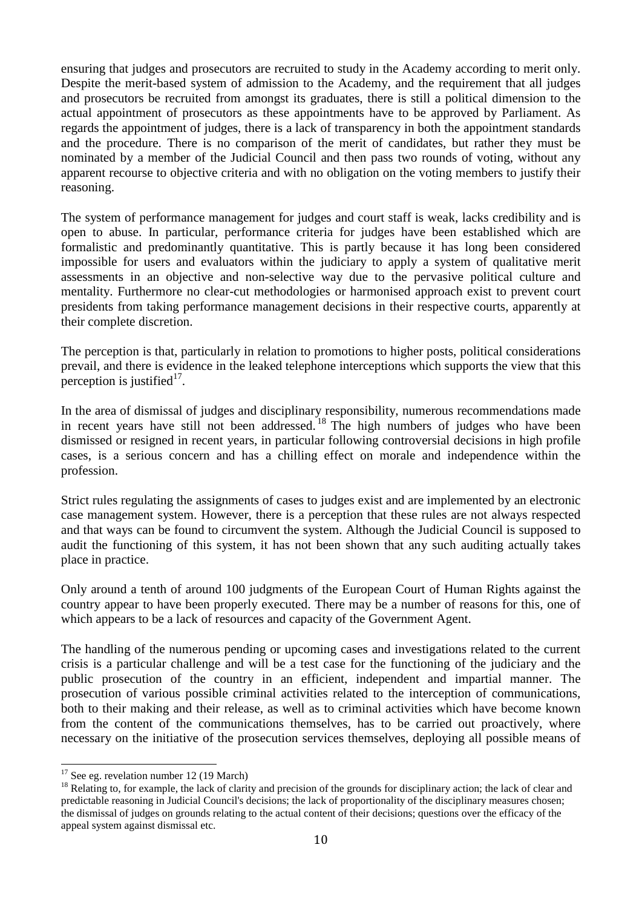ensuring that judges and prosecutors are recruited to study in the Academy according to merit only. Despite the merit-based system of admission to the Academy, and the requirement that all judges and prosecutors be recruited from amongst its graduates, there is still a political dimension to the actual appointment of prosecutors as these appointments have to be approved by Parliament. As regards the appointment of judges, there is a lack of transparency in both the appointment standards and the procedure. There is no comparison of the merit of candidates, but rather they must be nominated by a member of the Judicial Council and then pass two rounds of voting, without any apparent recourse to objective criteria and with no obligation on the voting members to justify their reasoning.

The system of performance management for judges and court staff is weak, lacks credibility and is open to abuse. In particular, performance criteria for judges have been established which are formalistic and predominantly quantitative. This is partly because it has long been considered impossible for users and evaluators within the judiciary to apply a system of qualitative merit assessments in an objective and non-selective way due to the pervasive political culture and mentality. Furthermore no clear-cut methodologies or harmonised approach exist to prevent court presidents from taking performance management decisions in their respective courts, apparently at their complete discretion.

The perception is that, particularly in relation to promotions to higher posts, political considerations prevail, and there is evidence in the leaked telephone interceptions which supports the view that this perception is justified[17].

In the area of dismissal of judges and disciplinary responsibility, numerous recommendations made in recent years have still not been addressed.[18] The high numbers of judges who have been dismissed or resigned in recent years, in particular following controversial decisions in high profile cases, is a serious concern and has a chilling effect on morale and independence within the profession.

Strict rules regulating the assignments of cases to judges exist and are implemented by an electronic case management system. However, there is a perception that these rules are not always respected and that ways can be found to circumvent the system. Although the Judicial Council is supposed to audit the functioning of this system, it has not been shown that any such auditing actually takes place in practice.

Only around a tenth of around 100 judgments of the European Court of Human Rights against the country appear to have been properly executed. There may be a number of reasons for this, one of which appears to be a lack of resources and capacity of the Government Agent.

The handling of the numerous pending or upcoming cases and investigations related to the current crisis is a particular challenge and will be a test case for the functioning of the judiciary and the public prosecution of the country in an efficient, independent and impartial manner. The prosecution of various possible criminal activities related to the interception of communications, both to their making and their release, as well as to criminal activities which have become known from the content of the communications themselves, has to be carried out proactively, where necessary on the initiative of the prosecution services themselves, deploying all possible means of

[17] See eg. revelation number 12 (19 March)

[18] Relating to, for example, the lack of clarity and precision of the grounds for disciplinary action; the lack of clear and predictable reasoning in Judicial Council's decisions; the lack of proportionality of the disciplinary measures chosen; the dismissal of judges on grounds relating to the actual content of their decisions; questions over the efficacy of the appeal system against dismissal etc.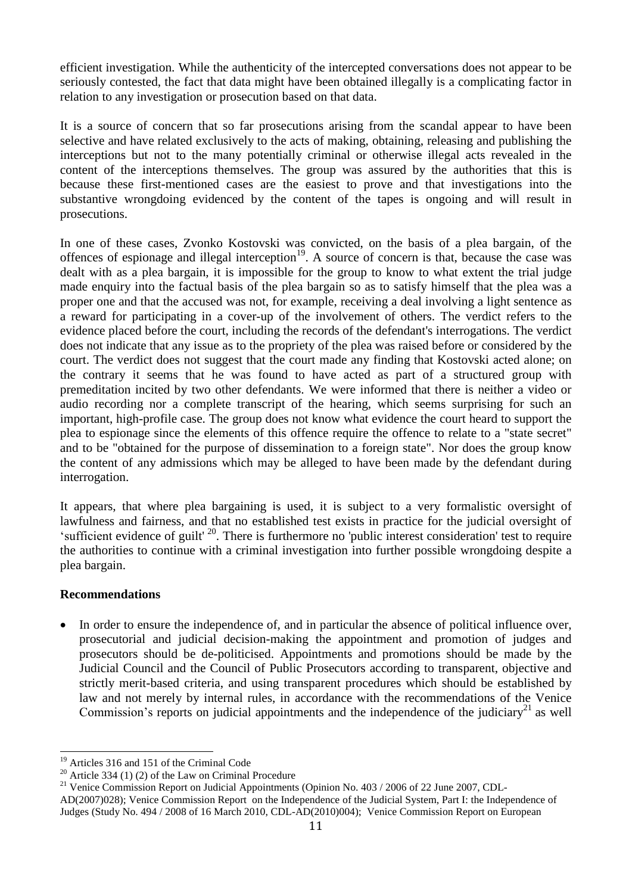efficient investigation. While the authenticity of the intercepted conversations does not appear to be seriously contested, the fact that data might have been obtained illegally is a complicating factor in relation to any investigation or prosecution based on that data.

It is a source of concern that so far prosecutions arising from the scandal appear to have been selective and have related exclusively to the acts of making, obtaining, releasing and publishing the interceptions but not to the many potentially criminal or otherwise illegal acts revealed in the content of the interceptions themselves. The group was assured by the authorities that this is because these first-mentioned cases are the easiest to prove and that investigations into the substantive wrongdoing evidenced by the content of the tapes is ongoing and will result in prosecutions.

In one of these cases, Zvonko Kostovski was convicted, on the basis of a plea bargain, of the offences of espionage and illegal interception[19]. A source of concern is that, because the case was dealt with as a plea bargain, it is impossible for the group to know to what extent the trial judge made enquiry into the factual basis of the plea bargain so as to satisfy himself that the plea was a proper one and that the accused was not, for example, receiving a deal involving a light sentence as a reward for participating in a cover-up of the involvement of others. The verdict refers to the evidence placed before the court, including the records of the defendant's interrogations. The verdict does not indicate that any issue as to the propriety of the plea was raised before or considered by the court. The verdict does not suggest that the court made any finding that Kostovski acted alone; on the contrary it seems that he was found to have acted as part of a structured group with premeditation incited by two other defendants. We were informed that there is neither a video or audio recording nor a complete transcript of the hearing, which seems surprising for such an important, high-profile case. The group does not know what evidence the court heard to support the plea to espionage since the elements of this offence require the offence to relate to a "state secret" and to be "obtained for the purpose of dissemination to a foreign state". Nor does the group know the content of any admissions which may be alleged to have been made by the defendant during interrogation.

It appears, that where plea bargaining is used, it is subject to a very formalistic oversight of lawfulness and fairness, and that no established test exists in practice for the judicial oversight of 'sufficient evidence of guilt' [20]. There is furthermore no 'public interest consideration' test to require the authorities to continue with a criminal investigation into further possible wrongdoing despite a plea bargain.

**Recommendations**

- In order to ensure the independence of, and in particular the absence of political influence over, prosecutorial and judicial decision-making the appointment and promotion of judges and prosecutors should be de-politicised. Appointments and promotions should be made by the Judicial Council and the Council of Public Prosecutors according to transparent, objective and strictly merit-based criteria, and using transparent procedures which should be established by law and not merely by internal rules, in accordance with the recommendations of the Venice Commission's reports on judicial appointments and the independence of the judiciary[21] as well

---

[19] Articles 316 and 151 of the Criminal Code

[20] Article 334 (1) (2) of the Law on Criminal Procedure

[21] Venice Commission Report on Judicial Appointments (Opinion No. 403 / 2006 of 22 June 2007, CDL-AD(2007)028); Venice Commission Report on the Independence of the Judicial System, Part I: the Independence of Judges (Study No. 494 / 2008 of 16 March 2010, CDL-AD(2010)004); Venice Commission Report on European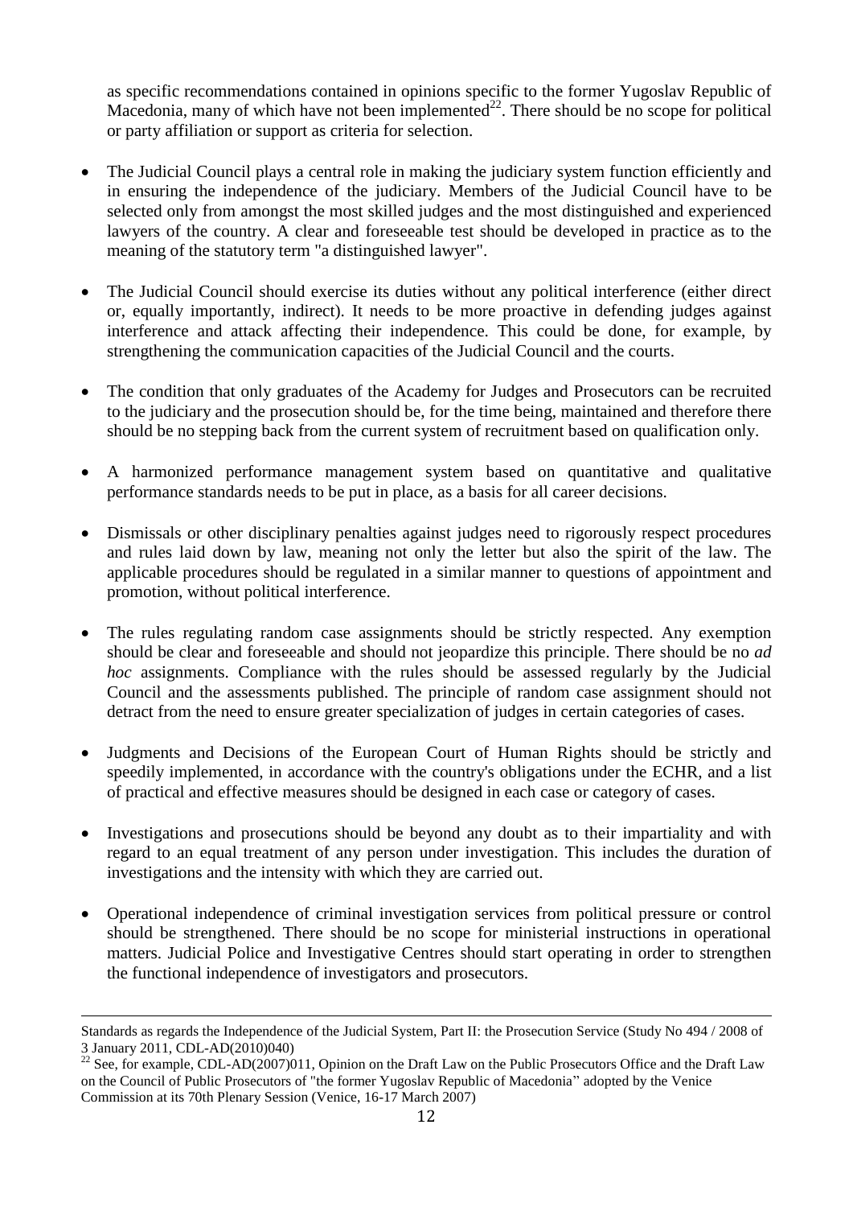as specific recommendations contained in opinions specific to the former Yugoslav Republic of Macedonia, many of which have not been implemented[22]. There should be no scope for political or party affiliation or support as criteria for selection.

- The Judicial Council plays a central role in making the judiciary system function efficiently and in ensuring the independence of the judiciary. Members of the Judicial Council have to be selected only from amongst the most skilled judges and the most distinguished and experienced lawyers of the country. A clear and foreseeable test should be developed in practice as to the meaning of the statutory term "a distinguished lawyer".

- The Judicial Council should exercise its duties without any political interference (either direct or, equally importantly, indirect). It needs to be more proactive in defending judges against interference and attack affecting their independence. This could be done, for example, by strengthening the communication capacities of the Judicial Council and the courts.

- The condition that only graduates of the Academy for Judges and Prosecutors can be recruited to the judiciary and the prosecution should be, for the time being, maintained and therefore there should be no stepping back from the current system of recruitment based on qualification only.

- A harmonized performance management system based on quantitative and qualitative performance standards needs to be put in place, as a basis for all career decisions.

- Dismissals or other disciplinary penalties against judges need to rigorously respect procedures and rules laid down by law, meaning not only the letter but also the spirit of the law. The applicable procedures should be regulated in a similar manner to questions of appointment and promotion, without political interference.

- The rules regulating random case assignments should be strictly respected. Any exemption should be clear and foreseeable and should not jeopardize this principle. There should be no *ad hoc* assignments. Compliance with the rules should be assessed regularly by the Judicial Council and the assessments published. The principle of random case assignment should not detract from the need to ensure greater specialization of judges in certain categories of cases.

- Judgments and Decisions of the European Court of Human Rights should be strictly and speedily implemented, in accordance with the country's obligations under the ECHR, and a list of practical and effective measures should be designed in each case or category of cases.

- Investigations and prosecutions should be beyond any doubt as to their impartiality and with regard to an equal treatment of any person under investigation. This includes the duration of investigations and the intensity with which they are carried out.

- Operational independence of criminal investigation services from political pressure or control should be strengthened. There should be no scope for ministerial instructions in operational matters. Judicial Police and Investigative Centres should start operating in order to strengthen the functional independence of investigators and prosecutors.

---

Standards as regards the Independence of the Judicial System, Part II: the Prosecution Service (Study No 494 / 2008 of 3 January 2011, CDL-AD(2010)040)

[22] See, for example, CDL-AD(2007)011, Opinion on the Draft Law on the Public Prosecutors Office and the Draft Law on the Council of Public Prosecutors of "the former Yugoslav Republic of Macedonia" adopted by the Venice Commission at its 70th Plenary Session (Venice, 16-17 March 2007)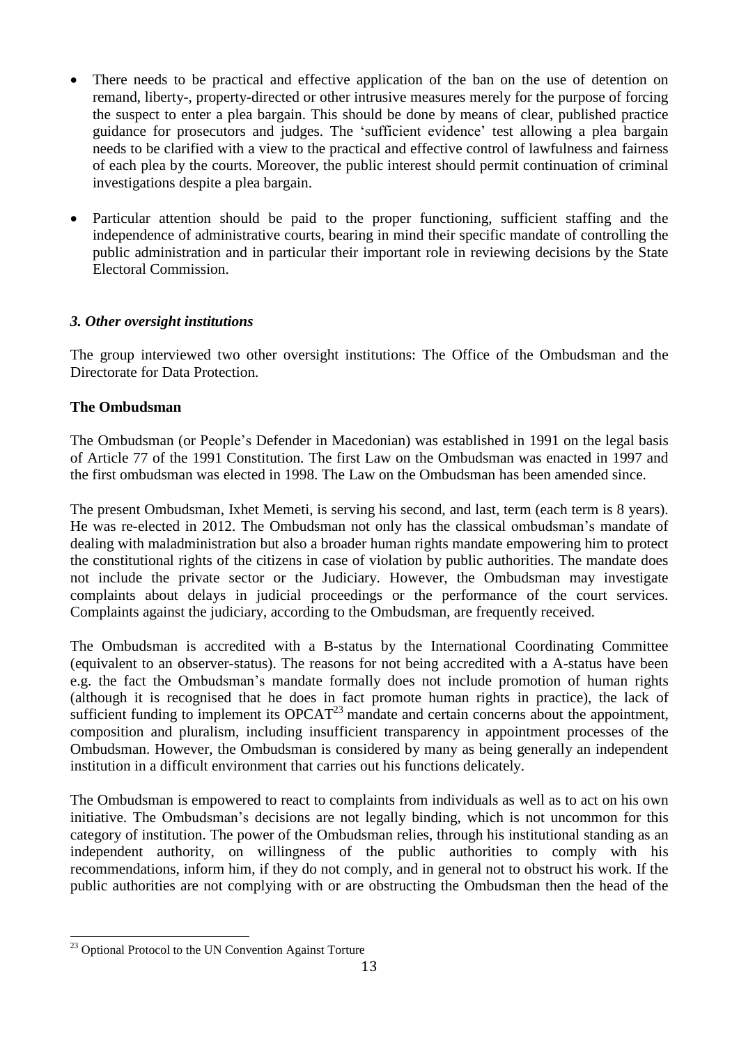- There needs to be practical and effective application of the ban on the use of detention on remand, liberty-, property-directed or other intrusive measures merely for the purpose of forcing the suspect to enter a plea bargain. This should be done by means of clear, published practice guidance for prosecutors and judges. The 'sufficient evidence' test allowing a plea bargain needs to be clarified with a view to the practical and effective control of lawfulness and fairness of each plea by the courts. Moreover, the public interest should permit continuation of criminal investigations despite a plea bargain.

- Particular attention should be paid to the proper functioning, sufficient staffing and the independence of administrative courts, bearing in mind their specific mandate of controlling the public administration and in particular their important role in reviewing decisions by the State Electoral Commission.

### *3. Other oversight institutions*

The group interviewed two other oversight institutions: The Office of the Ombudsman and the Directorate for Data Protection.

**The Ombudsman**

The Ombudsman (or People's Defender in Macedonian) was established in 1991 on the legal basis of Article 77 of the 1991 Constitution. The first Law on the Ombudsman was enacted in 1997 and the first ombudsman was elected in 1998. The Law on the Ombudsman has been amended since.

The present Ombudsman, Ixhet Memeti, is serving his second, and last, term (each term is 8 years). He was re-elected in 2012. The Ombudsman not only has the classical ombudsman's mandate of dealing with maladministration but also a broader human rights mandate empowering him to protect the constitutional rights of the citizens in case of violation by public authorities. The mandate does not include the private sector or the Judiciary. However, the Ombudsman may investigate complaints about delays in judicial proceedings or the performance of the court services. Complaints against the judiciary, according to the Ombudsman, are frequently received.

The Ombudsman is accredited with a B-status by the International Coordinating Committee (equivalent to an observer-status). The reasons for not being accredited with a A-status have been e.g. the fact the Ombudsman's mandate formally does not include promotion of human rights (although it is recognised that he does in fact promote human rights in practice), the lack of sufficient funding to implement its OPCAT[23] mandate and certain concerns about the appointment, composition and pluralism, including insufficient transparency in appointment processes of the Ombudsman. However, the Ombudsman is considered by many as being generally an independent institution in a difficult environment that carries out his functions delicately.

The Ombudsman is empowered to react to complaints from individuals as well as to act on his own initiative. The Ombudsman's decisions are not legally binding, which is not uncommon for this category of institution. The power of the Ombudsman relies, through his institutional standing as an independent authority, on willingness of the public authorities to comply with his recommendations, inform him, if they do not comply, and in general not to obstruct his work. If the public authorities are not complying with or are obstructing the Ombudsman then the head of the

[23] Optional Protocol to the UN Convention Against Torture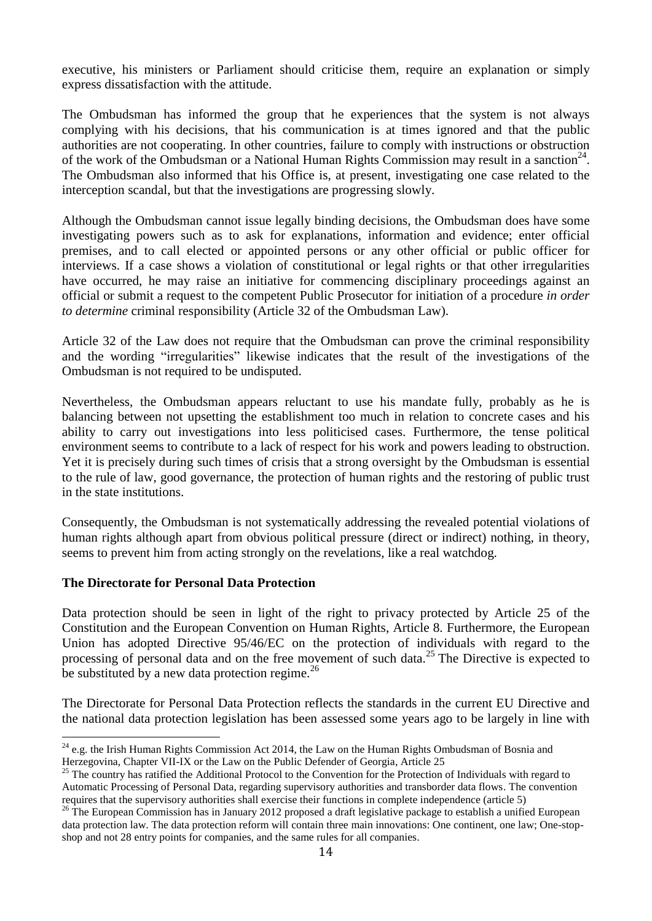executive, his ministers or Parliament should criticise them, require an explanation or simply express dissatisfaction with the attitude.

The Ombudsman has informed the group that he experiences that the system is not always complying with his decisions, that his communication is at times ignored and that the public authorities are not cooperating. In other countries, failure to comply with instructions or obstruction of the work of the Ombudsman or a National Human Rights Commission may result in a sanction[24]. The Ombudsman also informed that his Office is, at present, investigating one case related to the interception scandal, but that the investigations are progressing slowly.

Although the Ombudsman cannot issue legally binding decisions, the Ombudsman does have some investigating powers such as to ask for explanations, information and evidence; enter official premises, and to call elected or appointed persons or any other official or public officer for interviews. If a case shows a violation of constitutional or legal rights or that other irregularities have occurred, he may raise an initiative for commencing disciplinary proceedings against an official or submit a request to the competent Public Prosecutor for initiation of a procedure *in order to determine* criminal responsibility (Article 32 of the Ombudsman Law).

Article 32 of the Law does not require that the Ombudsman can prove the criminal responsibility and the wording "irregularities" likewise indicates that the result of the investigations of the Ombudsman is not required to be undisputed.

Nevertheless, the Ombudsman appears reluctant to use his mandate fully, probably as he is balancing between not upsetting the establishment too much in relation to concrete cases and his ability to carry out investigations into less politicised cases. Furthermore, the tense political environment seems to contribute to a lack of respect for his work and powers leading to obstruction. Yet it is precisely during such times of crisis that a strong oversight by the Ombudsman is essential to the rule of law, good governance, the protection of human rights and the restoring of public trust in the state institutions.

Consequently, the Ombudsman is not systematically addressing the revealed potential violations of human rights although apart from obvious political pressure (direct or indirect) nothing, in theory, seems to prevent him from acting strongly on the revelations, like a real watchdog.

**The Directorate for Personal Data Protection**

Data protection should be seen in light of the right to privacy protected by Article 25 of the Constitution and the European Convention on Human Rights, Article 8. Furthermore, the European Union has adopted Directive 95/46/EC on the protection of individuals with regard to the processing of personal data and on the free movement of such data.[25] The Directive is expected to be substituted by a new data protection regime.[26]

The Directorate for Personal Data Protection reflects the standards in the current EU Directive and the national data protection legislation has been assessed some years ago to be largely in line with

---

[24] e.g. the Irish Human Rights Commission Act 2014, the Law on the Human Rights Ombudsman of Bosnia and Herzegovina, Chapter VII-IX or the Law on the Public Defender of Georgia, Article 25

[25] The country has ratified the Additional Protocol to the Convention for the Protection of Individuals with regard to Automatic Processing of Personal Data, regarding supervisory authorities and transborder data flows. The convention requires that the supervisory authorities shall exercise their functions in complete independence (article 5)

[26] The European Commission has in January 2012 proposed a draft legislative package to establish a unified European data protection law. The data protection reform will contain three main innovations: One continent, one law; One-stop-shop and not 28 entry points for companies, and the same rules for all companies.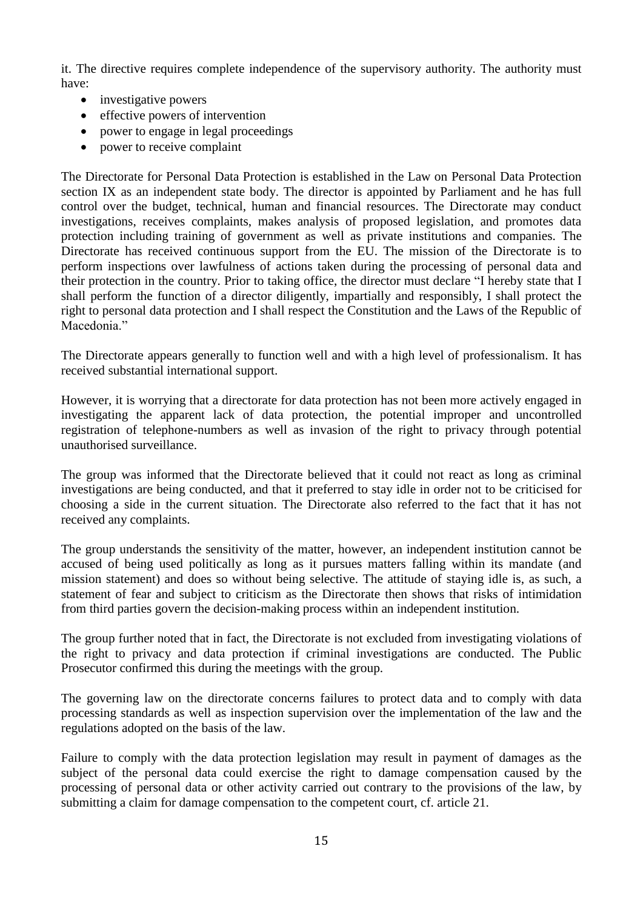it. The directive requires complete independence of the supervisory authority. The authority must have:

- investigative powers
- effective powers of intervention
- power to engage in legal proceedings
- power to receive complaint

The Directorate for Personal Data Protection is established in the Law on Personal Data Protection section IX as an independent state body. The director is appointed by Parliament and he has full control over the budget, technical, human and financial resources. The Directorate may conduct investigations, receives complaints, makes analysis of proposed legislation, and promotes data protection including training of government as well as private institutions and companies. The Directorate has received continuous support from the EU. The mission of the Directorate is to perform inspections over lawfulness of actions taken during the processing of personal data and their protection in the country. Prior to taking office, the director must declare "I hereby state that I shall perform the function of a director diligently, impartially and responsibly, I shall protect the right to personal data protection and I shall respect the Constitution and the Laws of the Republic of Macedonia."

The Directorate appears generally to function well and with a high level of professionalism. It has received substantial international support.

However, it is worrying that a directorate for data protection has not been more actively engaged in investigating the apparent lack of data protection, the potential improper and uncontrolled registration of telephone-numbers as well as invasion of the right to privacy through potential unauthorised surveillance.

The group was informed that the Directorate believed that it could not react as long as criminal investigations are being conducted, and that it preferred to stay idle in order not to be criticised for choosing a side in the current situation. The Directorate also referred to the fact that it has not received any complaints.

The group understands the sensitivity of the matter, however, an independent institution cannot be accused of being used politically as long as it pursues matters falling within its mandate (and mission statement) and does so without being selective. The attitude of staying idle is, as such, a statement of fear and subject to criticism as the Directorate then shows that risks of intimidation from third parties govern the decision-making process within an independent institution.

The group further noted that in fact, the Directorate is not excluded from investigating violations of the right to privacy and data protection if criminal investigations are conducted. The Public Prosecutor confirmed this during the meetings with the group.

The governing law on the directorate concerns failures to protect data and to comply with data processing standards as well as inspection supervision over the implementation of the law and the regulations adopted on the basis of the law.

Failure to comply with the data protection legislation may result in payment of damages as the subject of the personal data could exercise the right to damage compensation caused by the processing of personal data or other activity carried out contrary to the provisions of the law, by submitting a claim for damage compensation to the competent court, cf. article 21.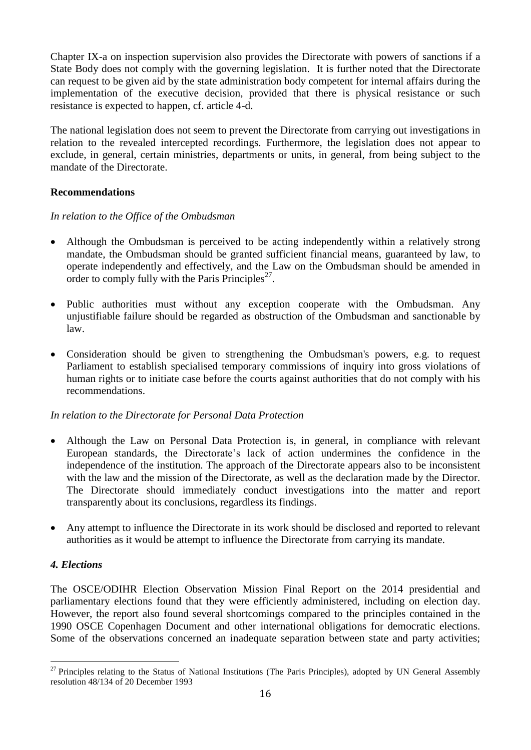Chapter IX-a on inspection supervision also provides the Directorate with powers of sanctions if a State Body does not comply with the governing legislation. It is further noted that the Directorate can request to be given aid by the state administration body competent for internal affairs during the implementation of the executive decision, provided that there is physical resistance or such resistance is expected to happen, cf. article 4-d.

The national legislation does not seem to prevent the Directorate from carrying out investigations in relation to the revealed intercepted recordings. Furthermore, the legislation does not appear to exclude, in general, certain ministries, departments or units, in general, from being subject to the mandate of the Directorate.

**Recommendations**

*In relation to the Office of the Ombudsman*

- Although the Ombudsman is perceived to be acting independently within a relatively strong mandate, the Ombudsman should be granted sufficient financial means, guaranteed by law, to operate independently and effectively, and the Law on the Ombudsman should be amended in order to comply fully with the Paris Principles[27].
- Public authorities must without any exception cooperate with the Ombudsman. Any unjustifiable failure should be regarded as obstruction of the Ombudsman and sanctionable by law.
- Consideration should be given to strengthening the Ombudsman's powers, e.g. to request Parliament to establish specialised temporary commissions of inquiry into gross violations of human rights or to initiate case before the courts against authorities that do not comply with his recommendations.

*In relation to the Directorate for Personal Data Protection*

- Although the Law on Personal Data Protection is, in general, in compliance with relevant European standards, the Directorate's lack of action undermines the confidence in the independence of the institution. The approach of the Directorate appears also to be inconsistent with the law and the mission of the Directorate, as well as the declaration made by the Director. The Directorate should immediately conduct investigations into the matter and report transparently about its conclusions, regardless its findings.
- Any attempt to influence the Directorate in its work should be disclosed and reported to relevant authorities as it would be attempt to influence the Directorate from carrying its mandate.

### *4. Elections*

The OSCE/ODIHR Election Observation Mission Final Report on the 2014 presidential and parliamentary elections found that they were efficiently administered, including on election day. However, the report also found several shortcomings compared to the principles contained in the 1990 OSCE Copenhagen Document and other international obligations for democratic elections. Some of the observations concerned an inadequate separation between state and party activities;

---

[27] Principles relating to the Status of National Institutions (The Paris Principles), adopted by UN General Assembly resolution 48/134 of 20 December 1993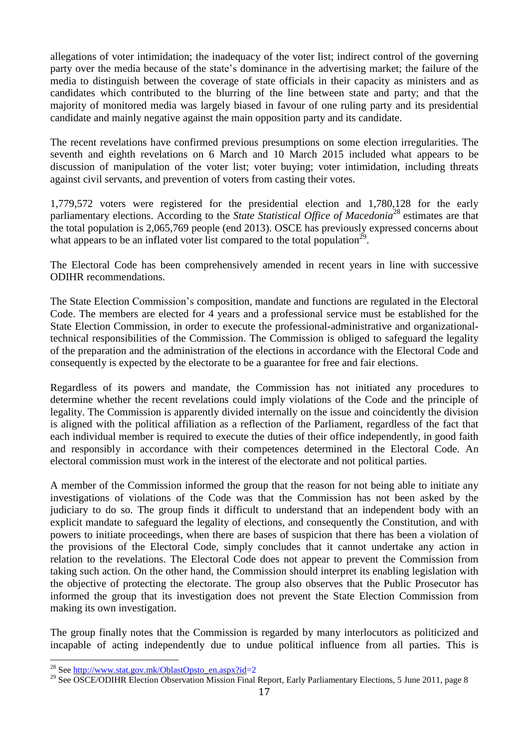allegations of voter intimidation; the inadequacy of the voter list; indirect control of the governing party over the media because of the state's dominance in the advertising market; the failure of the media to distinguish between the coverage of state officials in their capacity as ministers and as candidates which contributed to the blurring of the line between state and party; and that the majority of monitored media was largely biased in favour of one ruling party and its presidential candidate and mainly negative against the main opposition party and its candidate.

The recent revelations have confirmed previous presumptions on some election irregularities. The seventh and eighth revelations on 6 March and 10 March 2015 included what appears to be discussion of manipulation of the voter list; voter buying; voter intimidation, including threats against civil servants, and prevention of voters from casting their votes.

1,779,572 voters were registered for the presidential election and 1,780,128 for the early parliamentary elections. According to the *State Statistical Office of Macedonia*[28] estimates are that the total population is 2,065,769 people (end 2013). OSCE has previously expressed concerns about what appears to be an inflated voter list compared to the total population[29].

The Electoral Code has been comprehensively amended in recent years in line with successive ODIHR recommendations.

The State Election Commission's composition, mandate and functions are regulated in the Electoral Code. The members are elected for 4 years and a professional service must be established for the State Election Commission, in order to execute the professional-administrative and organizational-technical responsibilities of the Commission. The Commission is obliged to safeguard the legality of the preparation and the administration of the elections in accordance with the Electoral Code and consequently is expected by the electorate to be a guarantee for free and fair elections.

Regardless of its powers and mandate, the Commission has not initiated any procedures to determine whether the recent revelations could imply violations of the Code and the principle of legality. The Commission is apparently divided internally on the issue and coincidently the division is aligned with the political affiliation as a reflection of the Parliament, regardless of the fact that each individual member is required to execute the duties of their office independently, in good faith and responsibly in accordance with their competences determined in the Electoral Code. An electoral commission must work in the interest of the electorate and not political parties.

A member of the Commission informed the group that the reason for not being able to initiate any investigations of violations of the Code was that the Commission has not been asked by the judiciary to do so. The group finds it difficult to understand that an independent body with an explicit mandate to safeguard the legality of elections, and consequently the Constitution, and with powers to initiate proceedings, when there are bases of suspicion that there has been a violation of the provisions of the Electoral Code, simply concludes that it cannot undertake any action in relation to the revelations. The Electoral Code does not appear to prevent the Commission from taking such action. On the other hand, the Commission should interpret its enabling legislation with the objective of protecting the electorate. The group also observes that the Public Prosecutor has informed the group that its investigation does not prevent the State Election Commission from making its own investigation.

The group finally notes that the Commission is regarded by many interlocutors as politicized and incapable of acting independently due to undue political influence from all parties. This is

---

[28] See http://www.stat.gov.mk/OblastOpsto_en.aspx?id=2

[29] See OSCE/ODIHR Election Observation Mission Final Report, Early Parliamentary Elections, 5 June 2011, page 8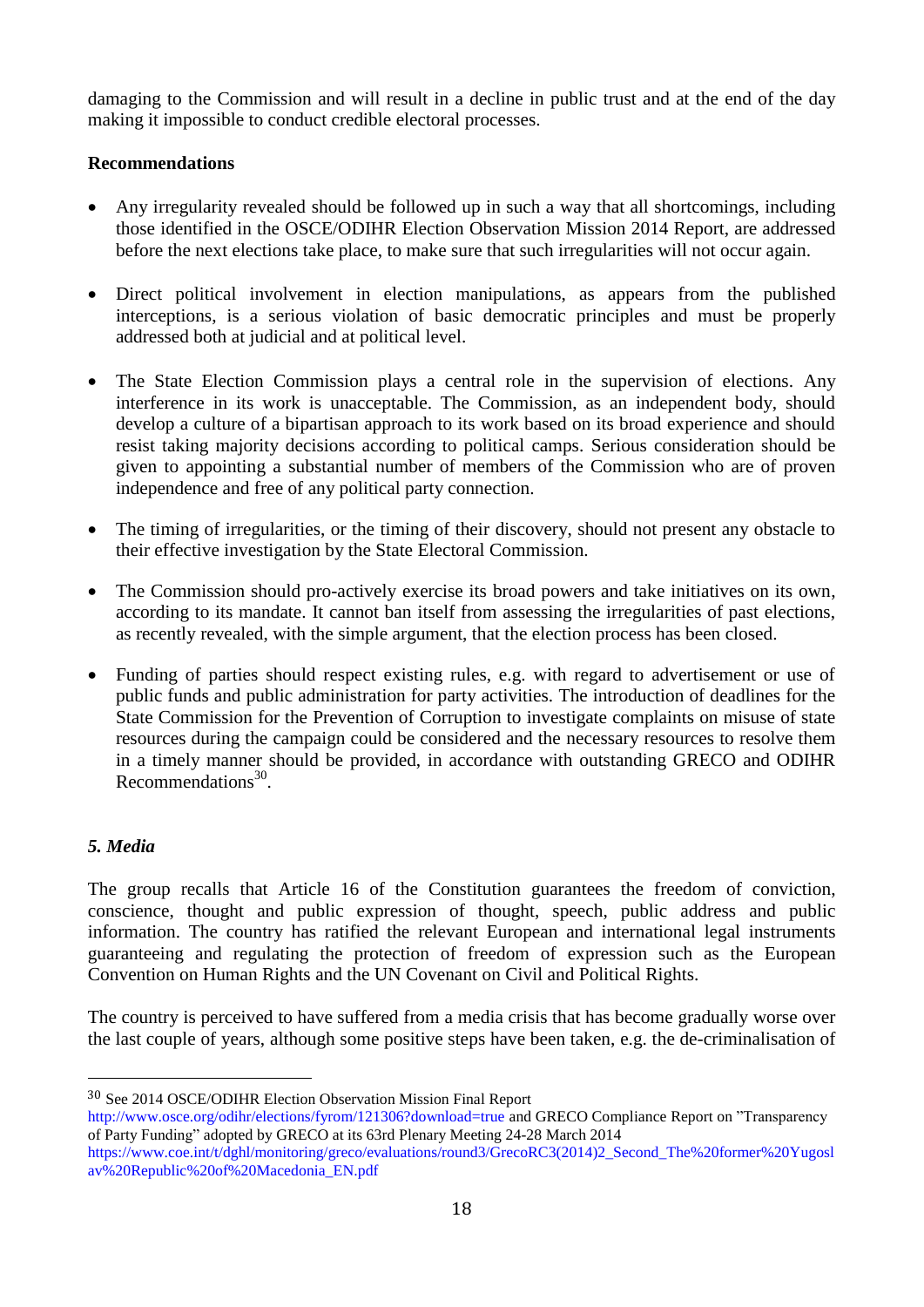damaging to the Commission and will result in a decline in public trust and at the end of the day making it impossible to conduct credible electoral processes.

**Recommendations**

- Any irregularity revealed should be followed up in such a way that all shortcomings, including those identified in the OSCE/ODIHR Election Observation Mission 2014 Report, are addressed before the next elections take place, to make sure that such irregularities will not occur again.

- Direct political involvement in election manipulations, as appears from the published interceptions, is a serious violation of basic democratic principles and must be properly addressed both at judicial and at political level.

- The State Election Commission plays a central role in the supervision of elections. Any interference in its work is unacceptable. The Commission, as an independent body, should develop a culture of a bipartisan approach to its work based on its broad experience and should resist taking majority decisions according to political camps. Serious consideration should be given to appointing a substantial number of members of the Commission who are of proven independence and free of any political party connection.

- The timing of irregularities, or the timing of their discovery, should not present any obstacle to their effective investigation by the State Electoral Commission.

- The Commission should pro-actively exercise its broad powers and take initiatives on its own, according to its mandate. It cannot ban itself from assessing the irregularities of past elections, as recently revealed, with the simple argument, that the election process has been closed.

- Funding of parties should respect existing rules, e.g. with regard to advertisement or use of public funds and public administration for party activities. The introduction of deadlines for the State Commission for the Prevention of Corruption to investigate complaints on misuse of state resources during the campaign could be considered and the necessary resources to resolve them in a timely manner should be provided, in accordance with outstanding GRECO and ODIHR Recommendations[30].

### *5. Media*

The group recalls that Article 16 of the Constitution guarantees the freedom of conviction, conscience, thought and public expression of thought, speech, public address and public information. The country has ratified the relevant European and international legal instruments guaranteeing and regulating the protection of freedom of expression such as the European Convention on Human Rights and the UN Covenant on Civil and Political Rights.

The country is perceived to have suffered from a media crisis that has become gradually worse over the last couple of years, although some positive steps have been taken, e.g. the de-criminalisation of

---

[30] See 2014 OSCE/ODIHR Election Observation Mission Final Report http://www.osce.org/odihr/elections/fyrom/121306?download=true and GRECO Compliance Report on "Transparency of Party Funding" adopted by GRECO at its 63rd Plenary Meeting 24-28 March 2014 https://www.coe.int/t/dghl/monitoring/greco/evaluations/round3/GrecoRC3(2014)2_Second_The%20former%20Yugoslav%20Republic%20of%20Macedonia_EN.pdf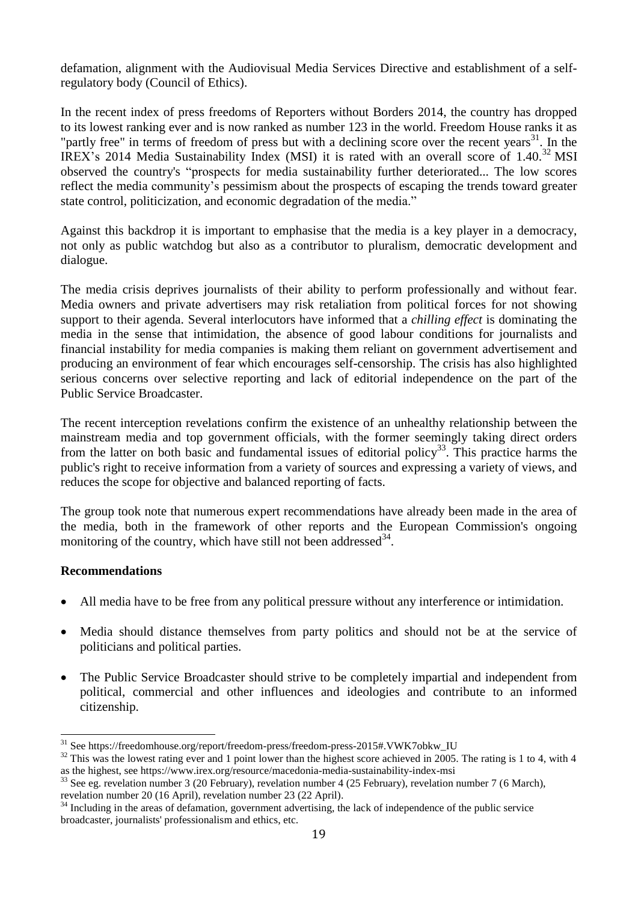defamation, alignment with the Audiovisual Media Services Directive and establishment of a self-regulatory body (Council of Ethics).

In the recent index of press freedoms of Reporters without Borders 2014, the country has dropped to its lowest ranking ever and is now ranked as number 123 in the world. Freedom House ranks it as "partly free" in terms of freedom of press but with a declining score over the recent years[31]. In the IREX's 2014 Media Sustainability Index (MSI) it is rated with an overall score of 1.40.[32] MSI observed the country's "prospects for media sustainability further deteriorated... The low scores reflect the media community's pessimism about the prospects of escaping the trends toward greater state control, politicization, and economic degradation of the media."

Against this backdrop it is important to emphasise that the media is a key player in a democracy, not only as public watchdog but also as a contributor to pluralism, democratic development and dialogue.

The media crisis deprives journalists of their ability to perform professionally and without fear. Media owners and private advertisers may risk retaliation from political forces for not showing support to their agenda. Several interlocutors have informed that a *chilling effect* is dominating the media in the sense that intimidation, the absence of good labour conditions for journalists and financial instability for media companies is making them reliant on government advertisement and producing an environment of fear which encourages self-censorship. The crisis has also highlighted serious concerns over selective reporting and lack of editorial independence on the part of the Public Service Broadcaster.

The recent interception revelations confirm the existence of an unhealthy relationship between the mainstream media and top government officials, with the former seemingly taking direct orders from the latter on both basic and fundamental issues of editorial policy[33]. This practice harms the public's right to receive information from a variety of sources and expressing a variety of views, and reduces the scope for objective and balanced reporting of facts.

The group took note that numerous expert recommendations have already been made in the area of the media, both in the framework of other reports and the European Commission's ongoing monitoring of the country, which have still not been addressed[34].

**Recommendations**

- All media have to be free from any political pressure without any interference or intimidation.
- Media should distance themselves from party politics and should not be at the service of politicians and political parties.
- The Public Service Broadcaster should strive to be completely impartial and independent from political, commercial and other influences and ideologies and contribute to an informed citizenship.

---

[31] See https://freedomhouse.org/report/freedom-press/freedom-press-2015#.VWK7obkw_IU

[32] This was the lowest rating ever and 1 point lower than the highest score achieved in 2005. The rating is 1 to 4, with 4 as the highest, see https://www.irex.org/resource/macedonia-media-sustainability-index-msi

[33] See eg. revelation number 3 (20 February), revelation number 4 (25 February), revelation number 7 (6 March), revelation number 20 (16 April), revelation number 23 (22 April).

[34] Including in the areas of defamation, government advertising, the lack of independence of the public service broadcaster, journalists' professionalism and ethics, etc.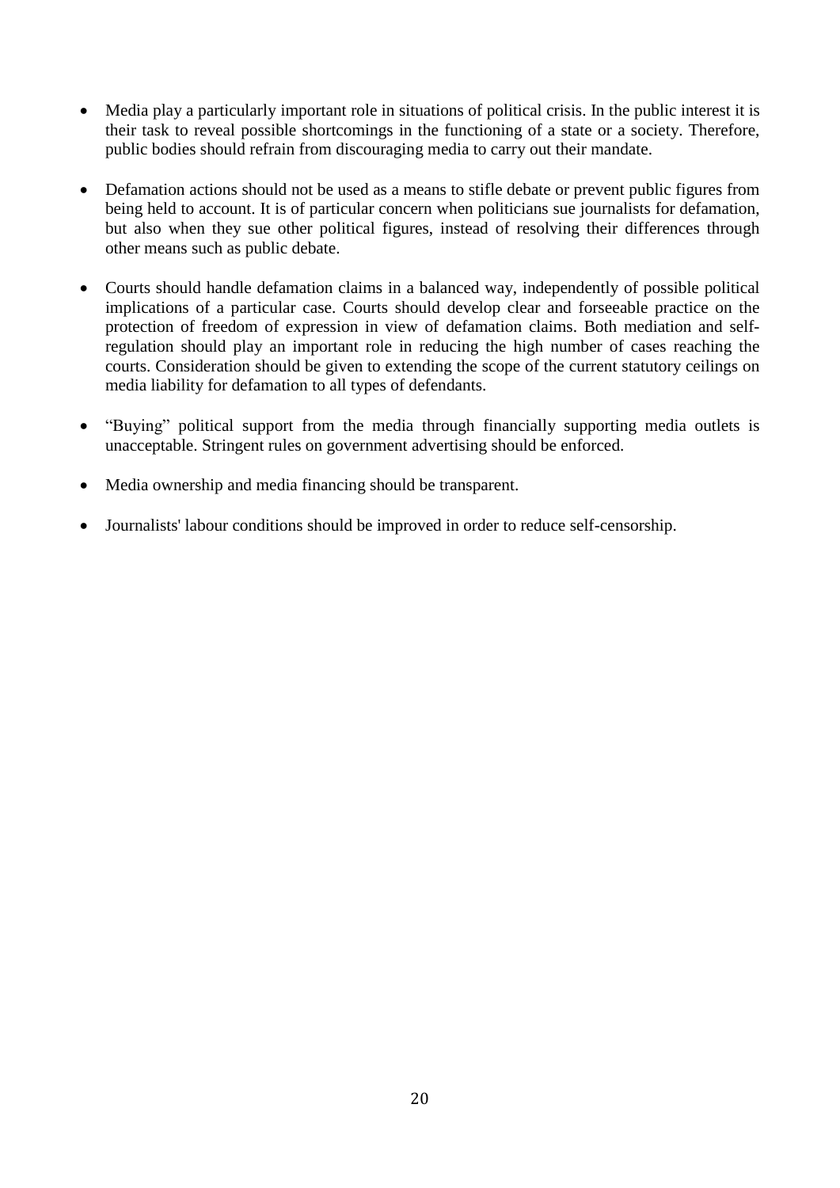- Media play a particularly important role in situations of political crisis. In the public interest it is their task to reveal possible shortcomings in the functioning of a state or a society. Therefore, public bodies should refrain from discouraging media to carry out their mandate.

- Defamation actions should not be used as a means to stifle debate or prevent public figures from being held to account. It is of particular concern when politicians sue journalists for defamation, but also when they sue other political figures, instead of resolving their differences through other means such as public debate.

- Courts should handle defamation claims in a balanced way, independently of possible political implications of a particular case. Courts should develop clear and forseeable practice on the protection of freedom of expression in view of defamation claims. Both mediation and self-regulation should play an important role in reducing the high number of cases reaching the courts. Consideration should be given to extending the scope of the current statutory ceilings on media liability for defamation to all types of defendants.

- "Buying" political support from the media through financially supporting media outlets is unacceptable. Stringent rules on government advertising should be enforced.

- Media ownership and media financing should be transparent.

- Journalists' labour conditions should be improved in order to reduce self-censorship.